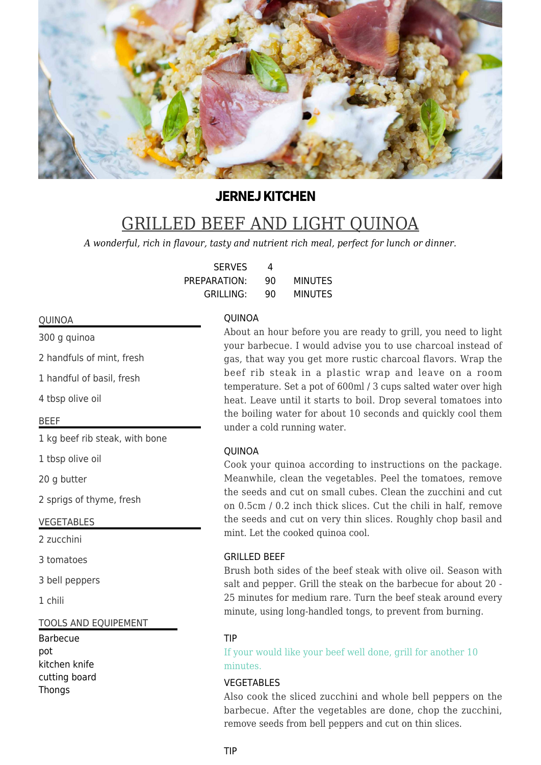**JERNEJ KITCHEN**

# GRILLED BEEF AND LIGHT QUINOA

*A wonderful, rich in flavour, tasty and nutrient rich meal, perfect for lunch or dinner.*

| | | |
|---|---|---|
| SERVES | 4 | |
| PREPARATION: | 90 | MINUTES |
| GRILLING: | 90 | MINUTES |

### QUINOA

300 g quinoa

2 handfuls of mint, fresh

1 handful of basil, fresh

4 tbsp olive oil

### BEEF

1 kg beef rib steak, with bone

1 tbsp olive oil

20 g butter

2 sprigs of thyme, fresh

### VEGETABLES

2 zucchini

3 tomatoes

3 bell peppers

1 chili

### TOOLS AND EQUIPEMENT

Barbecue
pot
kitchen knife
cutting board
Thongs

### QUINOA

About an hour before you are ready to grill, you need to light your barbecue. I would advise you to use charcoal instead of gas, that way you get more rustic charcoal flavors. Wrap the beef rib steak in a plastic wrap and leave on a room temperature. Set a pot of 600ml / 3 cups salted water over high heat. Leave until it starts to boil. Drop several tomatoes into the boiling water for about 10 seconds and quickly cool them under a cold running water.

### QUINOA

Cook your quinoa according to instructions on the package. Meanwhile, clean the vegetables. Peel the tomatoes, remove the seeds and cut on small cubes. Clean the zucchini and cut on 0.5cm / 0.2 inch thick slices. Cut the chili in half, remove the seeds and cut on very thin slices. Roughly chop basil and mint. Let the cooked quinoa cool.

### GRILLED BEEF

Brush both sides of the beef steak with olive oil. Season with salt and pepper. Grill the steak on the barbecue for about 20 - 25 minutes for medium rare. Turn the beef steak around every minute, using long-handled tongs, to prevent from burning.

### TIP

If your would like your beef well done, grill for another 10 minutes.

### VEGETABLES

Also cook the sliced zucchini and whole bell peppers on the barbecue. After the vegetables are done, chop the zucchini, remove seeds from bell peppers and cut on thin slices.

### TIP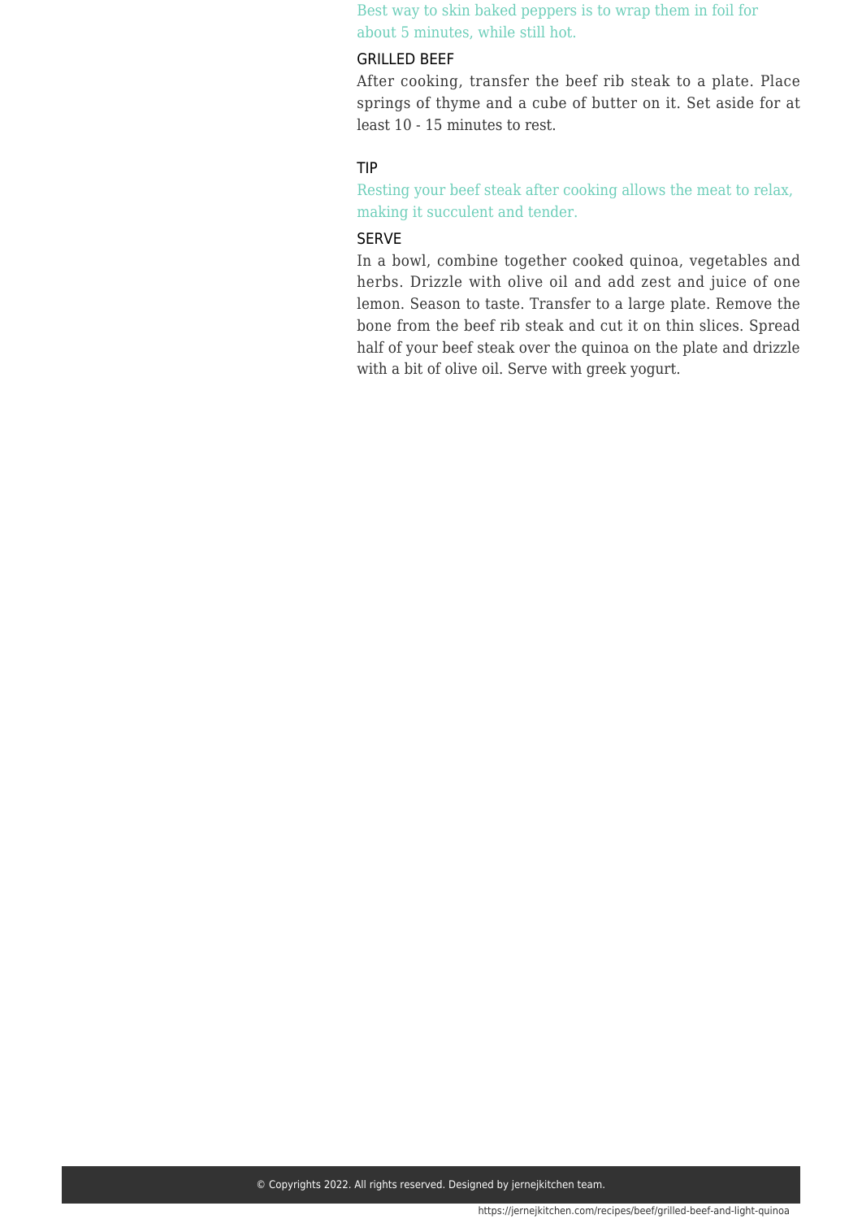Best way to skin baked peppers is to wrap them in foil for about 5 minutes, while still hot.

### GRILLED BEEF

After cooking, transfer the beef rib steak to a plate. Place springs of thyme and a cube of butter on it. Set aside for at least 10 - 15 minutes to rest.

### TIP

Resting your beef steak after cooking allows the meat to relax, making it succulent and tender.

### SERVE

In a bowl, combine together cooked quinoa, vegetables and herbs. Drizzle with olive oil and add zest and juice of one lemon. Season to taste. Transfer to a large plate. Remove the bone from the beef rib steak and cut it on thin slices. Spread half of your beef steak over the quinoa on the plate and drizzle with a bit of olive oil. Serve with greek yogurt.